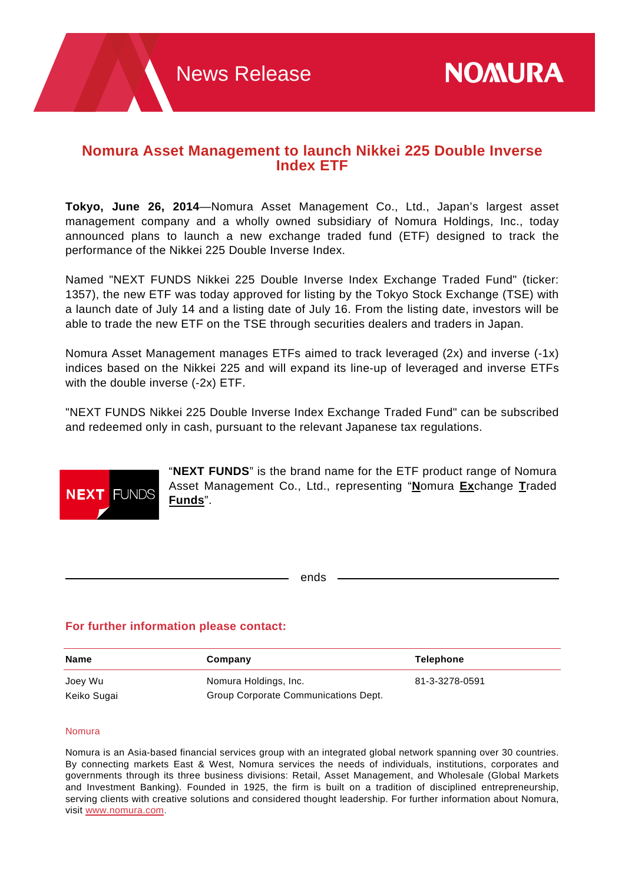News Release

# Nomura Asset Management to launch Nikkei 225 Double Inverse Index ETF

**Tokyo, June 26, 2014**—Nomura Asset Management Co., Ltd., Japan's largest asset management company and a wholly owned subsidiary of Nomura Holdings, Inc., today announced plans to launch a new exchange traded fund (ETF) designed to track the performance of the Nikkei 225 Double Inverse Index.

Named "NEXT FUNDS Nikkei 225 Double Inverse Index Exchange Traded Fund" (ticker: 1357), the new ETF was today approved for listing by the Tokyo Stock Exchange (TSE) with a launch date of July 14 and a listing date of July 16. From the listing date, investors will be able to trade the new ETF on the TSE through securities dealers and traders in Japan.

Nomura Asset Management manages ETFs aimed to track leveraged (2x) and inverse (-1x) indices based on the Nikkei 225 and will expand its line-up of leveraged and inverse ETFs with the double inverse (-2x) ETF.

"NEXT FUNDS Nikkei 225 Double Inverse Index Exchange Traded Fund" can be subscribed and redeemed only in cash, pursuant to the relevant Japanese tax regulations.

"**NEXT FUNDS**" is the brand name for the ETF product range of Nomura Asset Management Co., Ltd., representing "**N**omura **Ex**change **T**raded **Funds**".

ends

## For further information please contact:

| Name | Company | Telephone |
|---|---|---|
| Joey Wu | Nomura Holdings, Inc. | 81-3-3278-0591 |
| Keiko Sugai | Group Corporate Communications Dept. | |

Nomura

Nomura is an Asia-based financial services group with an integrated global network spanning over 30 countries. By connecting markets East & West, Nomura services the needs of individuals, institutions, corporates and governments through its three business divisions: Retail, Asset Management, and Wholesale (Global Markets and Investment Banking). Founded in 1925, the firm is built on a tradition of disciplined entrepreneurship, serving clients with creative solutions and considered thought leadership. For further information about Nomura, visit www.nomura.com.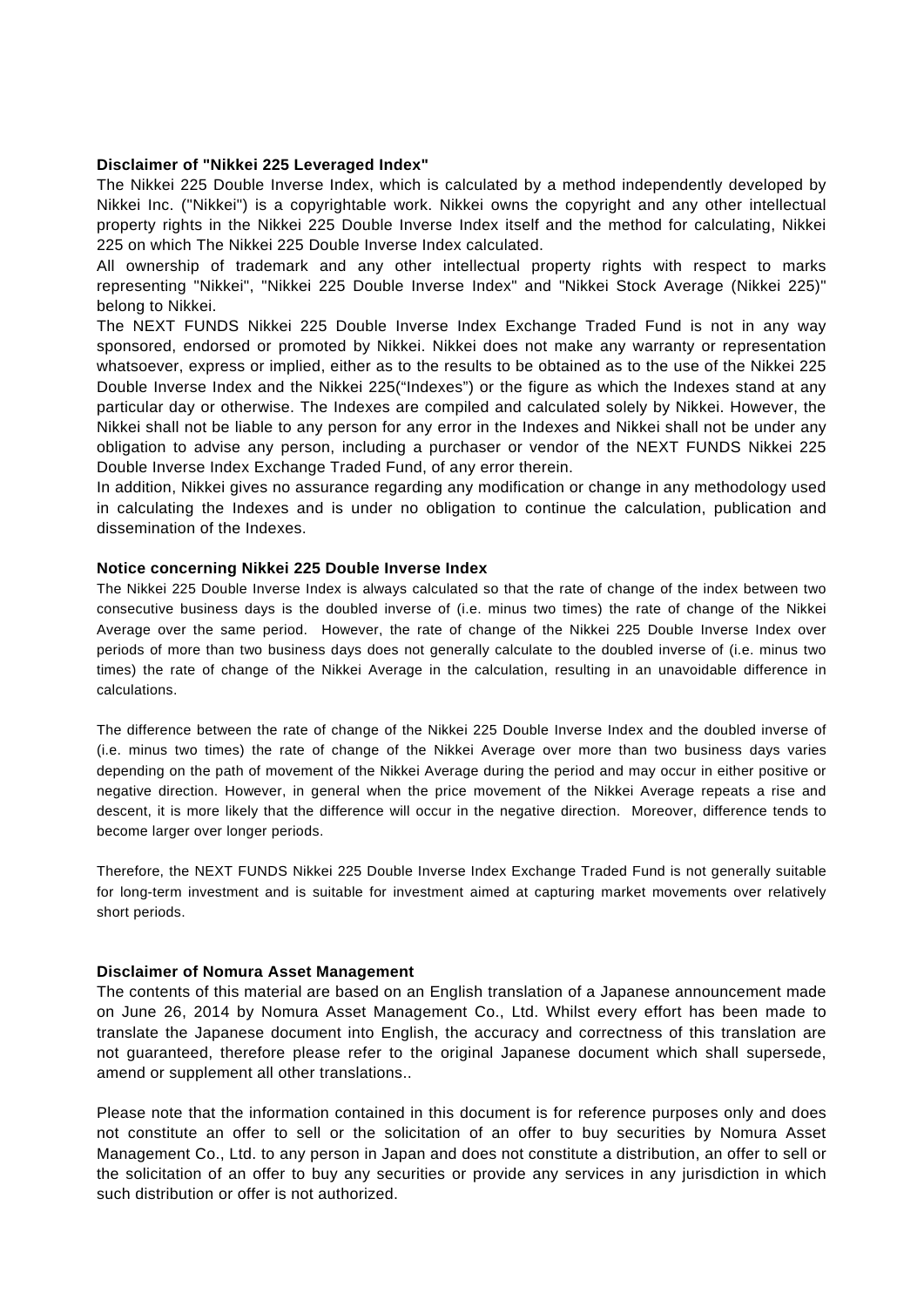**Disclaimer of "Nikkei 225 Leveraged Index"**

The Nikkei 225 Double Inverse Index, which is calculated by a method independently developed by Nikkei Inc. ("Nikkei") is a copyrightable work. Nikkei owns the copyright and any other intellectual property rights in the Nikkei 225 Double Inverse Index itself and the method for calculating, Nikkei 225 on which The Nikkei 225 Double Inverse Index calculated.

All ownership of trademark and any other intellectual property rights with respect to marks representing "Nikkei", "Nikkei 225 Double Inverse Index" and "Nikkei Stock Average (Nikkei 225)" belong to Nikkei.

The NEXT FUNDS Nikkei 225 Double Inverse Index Exchange Traded Fund is not in any way sponsored, endorsed or promoted by Nikkei. Nikkei does not make any warranty or representation whatsoever, express or implied, either as to the results to be obtained as to the use of the Nikkei 225 Double Inverse Index and the Nikkei 225("Indexes") or the figure as which the Indexes stand at any particular day or otherwise. The Indexes are compiled and calculated solely by Nikkei. However, the Nikkei shall not be liable to any person for any error in the Indexes and Nikkei shall not be under any obligation to advise any person, including a purchaser or vendor of the NEXT FUNDS Nikkei 225 Double Inverse Index Exchange Traded Fund, of any error therein.

In addition, Nikkei gives no assurance regarding any modification or change in any methodology used in calculating the Indexes and is under no obligation to continue the calculation, publication and dissemination of the Indexes.

**Notice concerning Nikkei 225 Double Inverse Index**

The Nikkei 225 Double Inverse Index is always calculated so that the rate of change of the index between two consecutive business days is the doubled inverse of (i.e. minus two times) the rate of change of the Nikkei Average over the same period. However, the rate of change of the Nikkei 225 Double Inverse Index over periods of more than two business days does not generally calculate to the doubled inverse of (i.e. minus two times) the rate of change of the Nikkei Average in the calculation, resulting in an unavoidable difference in calculations.

The difference between the rate of change of the Nikkei 225 Double Inverse Index and the doubled inverse of (i.e. minus two times) the rate of change of the Nikkei Average over more than two business days varies depending on the path of movement of the Nikkei Average during the period and may occur in either positive or negative direction. However, in general when the price movement of the Nikkei Average repeats a rise and descent, it is more likely that the difference will occur in the negative direction. Moreover, difference tends to become larger over longer periods.

Therefore, the NEXT FUNDS Nikkei 225 Double Inverse Index Exchange Traded Fund is not generally suitable for long-term investment and is suitable for investment aimed at capturing market movements over relatively short periods.

**Disclaimer of Nomura Asset Management**

The contents of this material are based on an English translation of a Japanese announcement made on June 26, 2014 by Nomura Asset Management Co., Ltd. Whilst every effort has been made to translate the Japanese document into English, the accuracy and correctness of this translation are not guaranteed, therefore please refer to the original Japanese document which shall supersede, amend or supplement all other translations..

Please note that the information contained in this document is for reference purposes only and does not constitute an offer to sell or the solicitation of an offer to buy securities by Nomura Asset Management Co., Ltd. to any person in Japan and does not constitute a distribution, an offer to sell or the solicitation of an offer to buy any securities or provide any services in any jurisdiction in which such distribution or offer is not authorized.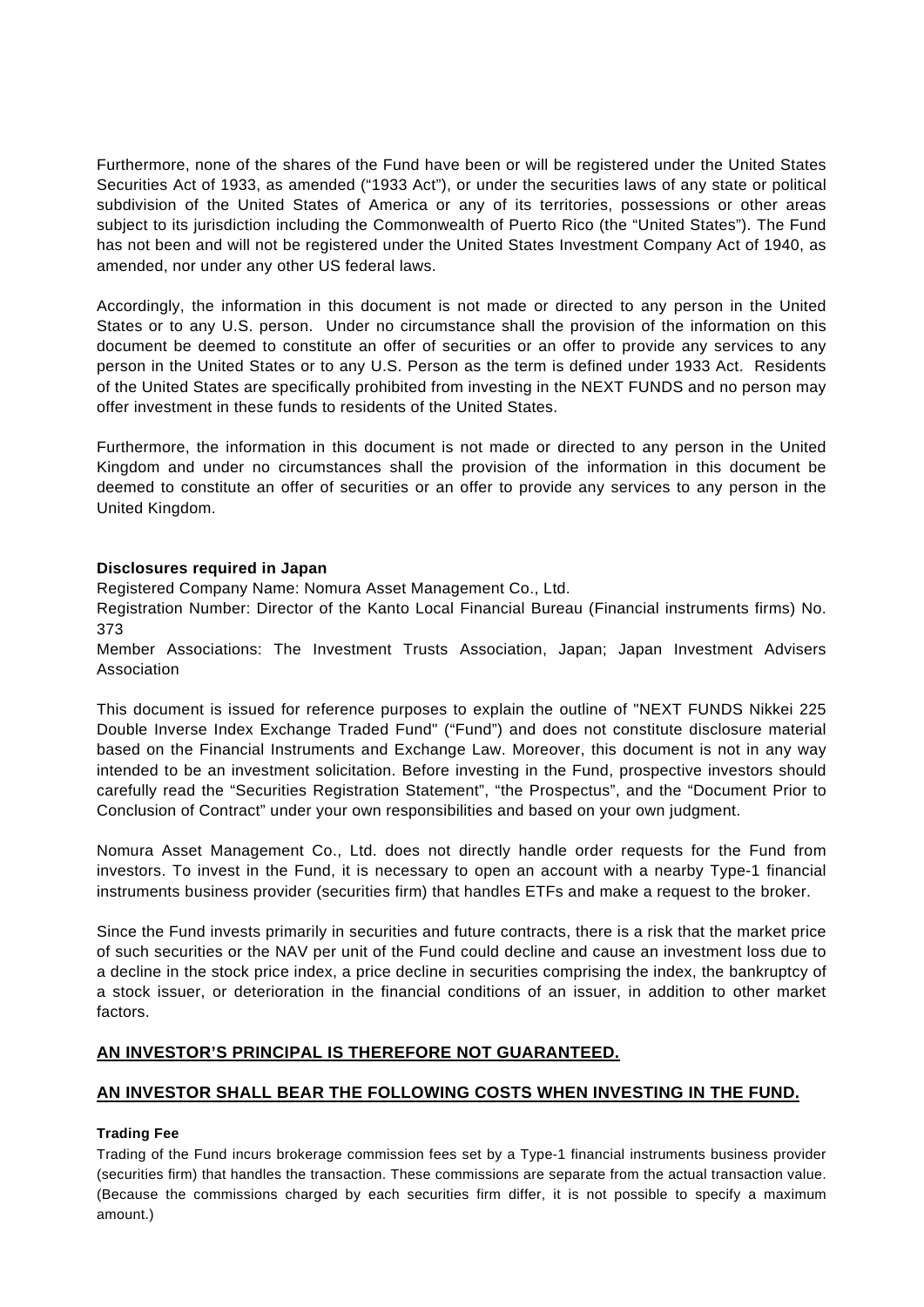Furthermore, none of the shares of the Fund have been or will be registered under the United States Securities Act of 1933, as amended (“1933 Act”), or under the securities laws of any state or political subdivision of the United States of America or any of its territories, possessions or other areas subject to its jurisdiction including the Commonwealth of Puerto Rico (the “United States”). The Fund has not been and will not be registered under the United States Investment Company Act of 1940, as amended, nor under any other US federal laws.

Accordingly, the information in this document is not made or directed to any person in the United States or to any U.S. person. Under no circumstance shall the provision of the information on this document be deemed to constitute an offer of securities or an offer to provide any services to any person in the United States or to any U.S. Person as the term is defined under 1933 Act. Residents of the United States are specifically prohibited from investing in the NEXT FUNDS and no person may offer investment in these funds to residents of the United States.

Furthermore, the information in this document is not made or directed to any person in the United Kingdom and under no circumstances shall the provision of the information in this document be deemed to constitute an offer of securities or an offer to provide any services to any person in the United Kingdom.

**Disclosures required in Japan**

Registered Company Name: Nomura Asset Management Co., Ltd.

Registration Number: Director of the Kanto Local Financial Bureau (Financial instruments firms) No. 373

Member Associations: The Investment Trusts Association, Japan; Japan Investment Advisers Association

This document is issued for reference purposes to explain the outline of "NEXT FUNDS Nikkei 225 Double Inverse Index Exchange Traded Fund" (“Fund”) and does not constitute disclosure material based on the Financial Instruments and Exchange Law. Moreover, this document is not in any way intended to be an investment solicitation. Before investing in the Fund, prospective investors should carefully read the “Securities Registration Statement”, “the Prospectus”, and the “Document Prior to Conclusion of Contract” under your own responsibilities and based on your own judgment.

Nomura Asset Management Co., Ltd. does not directly handle order requests for the Fund from investors. To invest in the Fund, it is necessary to open an account with a nearby Type-1 financial instruments business provider (securities firm) that handles ETFs and make a request to the broker.

Since the Fund invests primarily in securities and future contracts, there is a risk that the market price of such securities or the NAV per unit of the Fund could decline and cause an investment loss due to a decline in the stock price index, a price decline in securities comprising the index, the bankruptcy of a stock issuer, or deterioration in the financial conditions of an issuer, in addition to other market factors.

**AN INVESTOR’S PRINCIPAL IS THEREFORE NOT GUARANTEED.**

**AN INVESTOR SHALL BEAR THE FOLLOWING COSTS WHEN INVESTING IN THE FUND.**

**Trading Fee**

Trading of the Fund incurs brokerage commission fees set by a Type-1 financial instruments business provider (securities firm) that handles the transaction. These commissions are separate from the actual transaction value. (Because the commissions charged by each securities firm differ, it is not possible to specify a maximum amount.)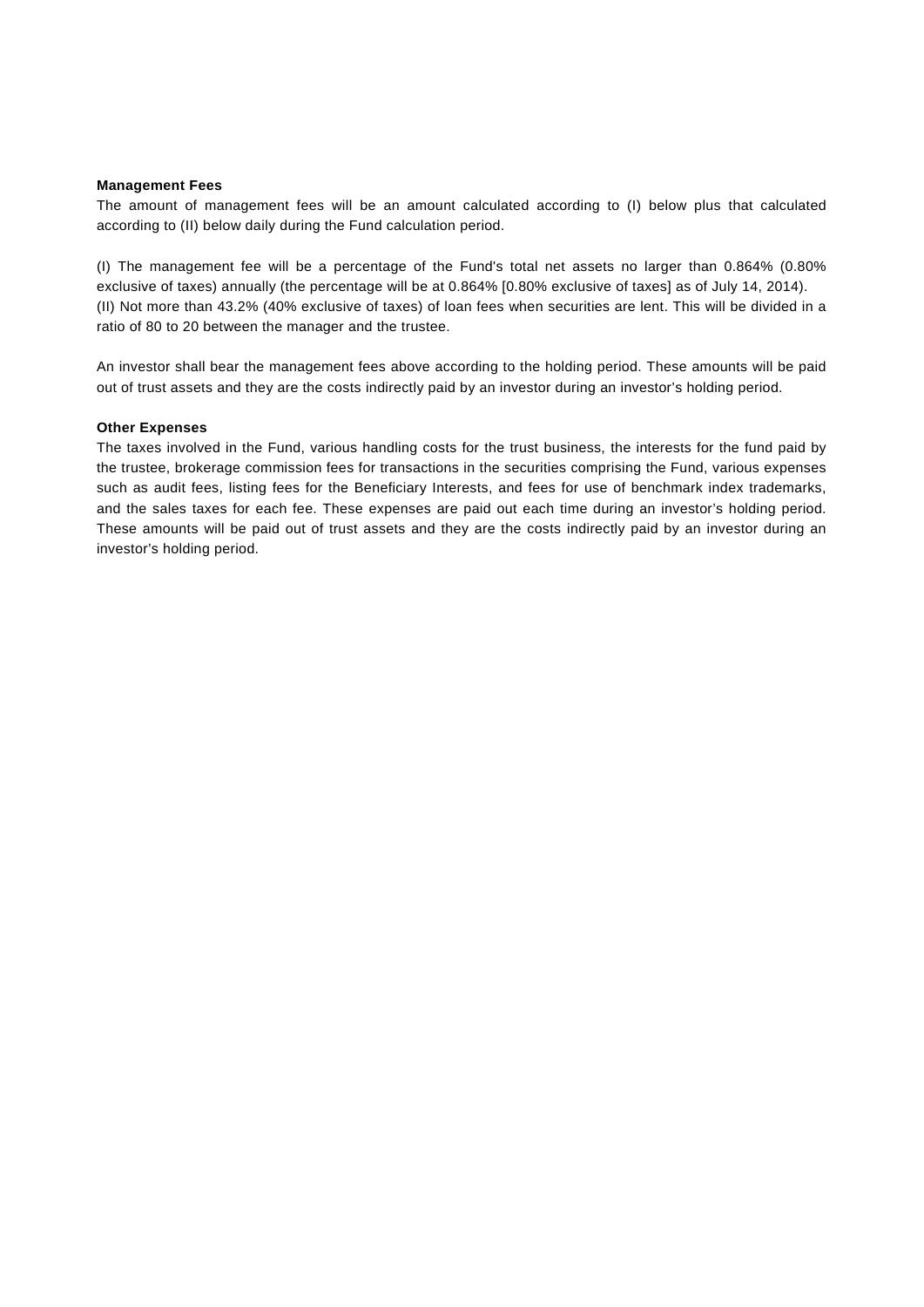**Management Fees**

The amount of management fees will be an amount calculated according to (I) below plus that calculated according to (II) below daily during the Fund calculation period.

(I) The management fee will be a percentage of the Fund's total net assets no larger than 0.864% (0.80% exclusive of taxes) annually (the percentage will be at 0.864% [0.80% exclusive of taxes] as of July 14, 2014).
(II) Not more than 43.2% (40% exclusive of taxes) of loan fees when securities are lent. This will be divided in a ratio of 80 to 20 between the manager and the trustee.

An investor shall bear the management fees above according to the holding period. These amounts will be paid out of trust assets and they are the costs indirectly paid by an investor during an investor's holding period.

**Other Expenses**

The taxes involved in the Fund, various handling costs for the trust business, the interests for the fund paid by the trustee, brokerage commission fees for transactions in the securities comprising the Fund, various expenses such as audit fees, listing fees for the Beneficiary Interests, and fees for use of benchmark index trademarks, and the sales taxes for each fee. These expenses are paid out each time during an investor's holding period. These amounts will be paid out of trust assets and they are the costs indirectly paid by an investor during an investor's holding period.